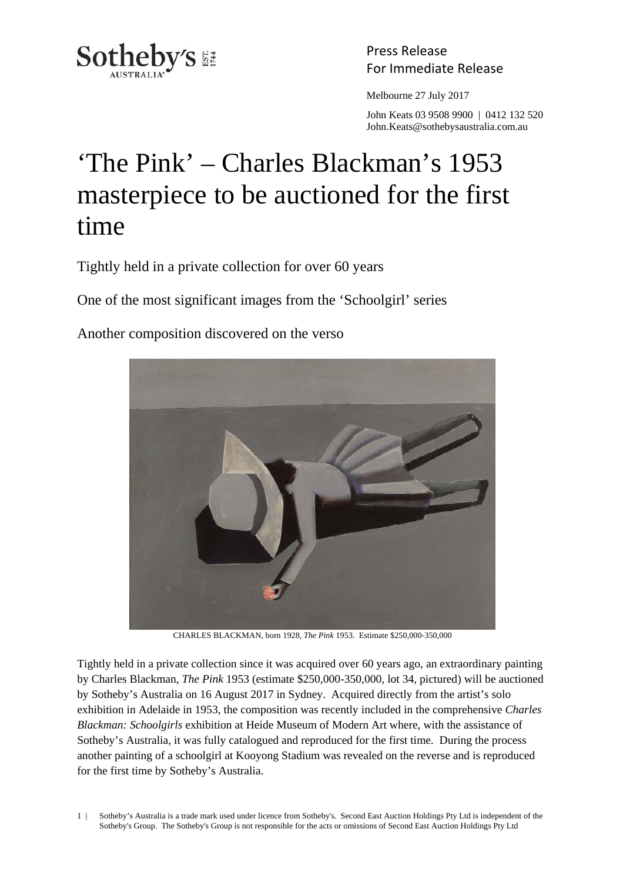Sotheby's AUSTRALIA EST. 1744

Press Release
For Immediate Release

Melbourne 27 July 2017

John Keats 03 9508 9900 | 0412 132 520
John.Keats@sothebysaustralia.com.au

# 'The Pink' – Charles Blackman's 1953 masterpiece to be auctioned for the first time

Tightly held in a private collection for over 60 years

One of the most significant images from the 'Schoolgirl' series

Another composition discovered on the verso

CHARLES BLACKMAN, born 1928, *The Pink* 1953. Estimate $250,000-350,000

Tightly held in a private collection since it was acquired over 60 years ago, an extraordinary painting by Charles Blackman, *The Pink* 1953 (estimate $250,000-350,000, lot 34, pictured) will be auctioned by Sotheby's Australia on 16 August 2017 in Sydney. Acquired directly from the artist's solo exhibition in Adelaide in 1953, the composition was recently included in the comprehensive *Charles Blackman: Schoolgirls* exhibition at Heide Museum of Modern Art where, with the assistance of Sotheby's Australia, it was fully catalogued and reproduced for the first time. During the process another painting of a schoolgirl at Kooyong Stadium was revealed on the reverse and is reproduced for the first time by Sotheby's Australia.

Sotheby's Australia is a trade mark used under licence from Sotheby's. Second East Auction Holdings Pty Ltd is independent of the Sotheby's Group. The Sotheby's Group is not responsible for the acts or omissions of Second East Auction Holdings Pty Ltd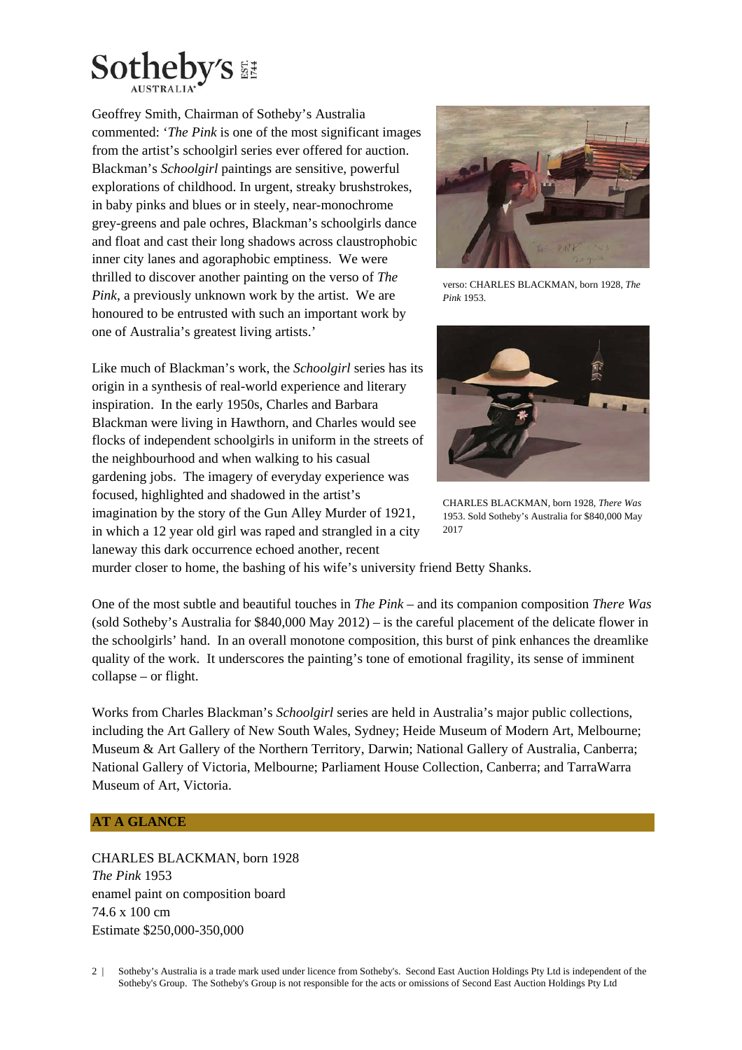Geoffrey Smith, Chairman of Sotheby's Australia commented: '*The Pink* is one of the most significant images from the artist's schoolgirl series ever offered for auction. Blackman's *Schoolgirl* paintings are sensitive, powerful explorations of childhood. In urgent, streaky brushstrokes, in baby pinks and blues or in steely, near-monochrome grey-greens and pale ochres, Blackman's schoolgirls dance and float and cast their long shadows across claustrophobic inner city lanes and agoraphobic emptiness. We were thrilled to discover another painting on the verso of *The Pink*, a previously unknown work by the artist. We are honoured to be entrusted with such an important work by one of Australia's greatest living artists.'

verso: CHARLES BLACKMAN, born 1928, *The Pink* 1953.

CHARLES BLACKMAN, born 1928, *There Was* 1953. Sold Sotheby's Australia for $840,000 May 2017

Like much of Blackman's work, the *Schoolgirl* series has its origin in a synthesis of real-world experience and literary inspiration. In the early 1950s, Charles and Barbara Blackman were living in Hawthorn, and Charles would see flocks of independent schoolgirls in uniform in the streets of the neighbourhood and when walking to his casual gardening jobs. The imagery of everyday experience was focused, highlighted and shadowed in the artist's imagination by the story of the Gun Alley Murder of 1921, in which a 12 year old girl was raped and strangled in a city laneway this dark occurrence echoed another, recent murder closer to home, the bashing of his wife's university friend Betty Shanks.

One of the most subtle and beautiful touches in *The Pink* – and its companion composition *There Was* (sold Sotheby's Australia for $840,000 May 2012) – is the careful placement of the delicate flower in the schoolgirls' hand. In an overall monotone composition, this burst of pink enhances the dreamlike quality of the work. It underscores the painting's tone of emotional fragility, its sense of imminent collapse – or flight.

Works from Charles Blackman's *Schoolgirl* series are held in Australia's major public collections, including the Art Gallery of New South Wales, Sydney; Heide Museum of Modern Art, Melbourne; Museum & Art Gallery of the Northern Territory, Darwin; National Gallery of Australia, Canberra; National Gallery of Victoria, Melbourne; Parliament House Collection, Canberra; and TarraWarra Museum of Art, Victoria.

## AT A GLANCE

CHARLES BLACKMAN, born 1928
*The Pink* 1953
enamel paint on composition board
74.6 x 100 cm
Estimate $250,000-350,000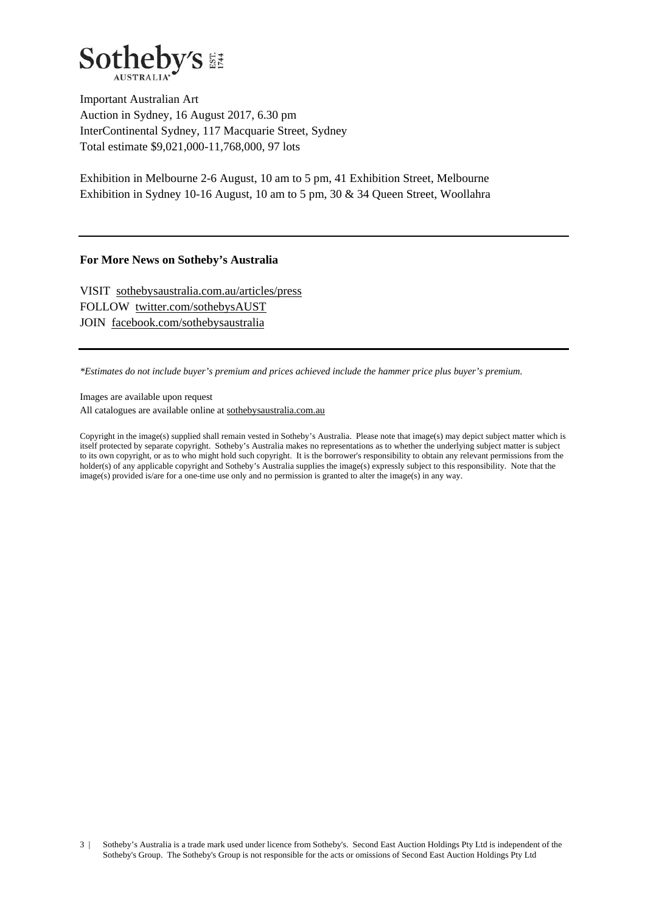Important Australian Art
Auction in Sydney, 16 August 2017, 6.30 pm
InterContinental Sydney, 117 Macquarie Street, Sydney
Total estimate $9,021,000-11,768,000, 97 lots

Exhibition in Melbourne 2-6 August, 10 am to 5 pm, 41 Exhibition Street, Melbourne
Exhibition in Sydney 10-16 August, 10 am to 5 pm, 30 & 34 Queen Street, Woollahra

---

**For More News on Sotheby's Australia**

VISIT sothebysaustralia.com.au/articles/press
FOLLOW twitter.com/sothebysAUST
JOIN facebook.com/sothebysaustralia

---

*\*Estimates do not include buyer's premium and prices achieved include the hammer price plus buyer's premium.*

Images are available upon request
All catalogues are available online at sothebysaustralia.com.au

Copyright in the image(s) supplied shall remain vested in Sotheby's Australia. Please note that image(s) may depict subject matter which is itself protected by separate copyright. Sotheby's Australia makes no representations as to whether the underlying subject matter is subject to its own copyright, or as to who might hold such copyright. It is the borrower's responsibility to obtain any relevant permissions from the holder(s) of any applicable copyright and Sotheby's Australia supplies the image(s) expressly subject to this responsibility. Note that the image(s) provided is/are for a one-time use only and no permission is granted to alter the image(s) in any way.

Sotheby's Australia is a trade mark used under licence from Sotheby's. Second East Auction Holdings Pty Ltd is independent of the Sotheby's Group. The Sotheby's Group is not responsible for the acts or omissions of Second East Auction Holdings Pty Ltd